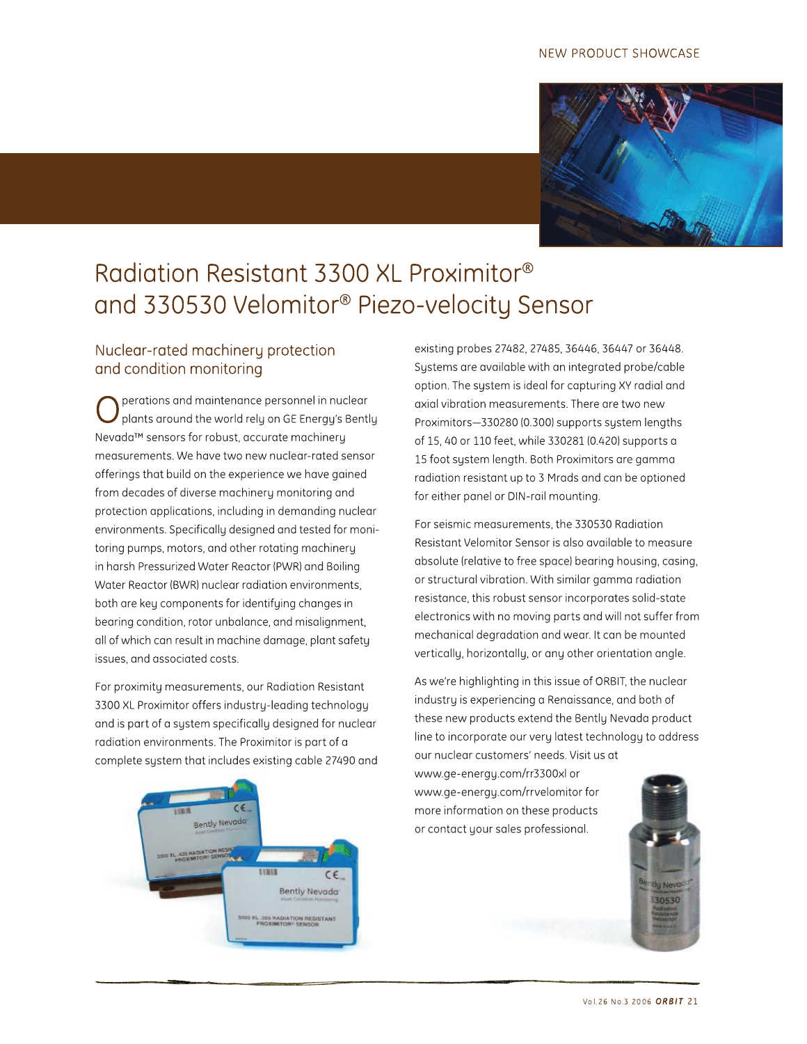NEW PRODUCT SHOWCASE

# Radiation Resistant 3300 XL Proximitor® and 330530 Velomitor® Piezo-velocity Sensor

## Nuclear-rated machinery protection and condition monitoring

Operations and maintenance personnel in nuclear plants around the world rely on GE Energy's Bently Nevada™ sensors for robust, accurate machinery measurements. We have two new nuclear-rated sensor offerings that build on the experience we have gained from decades of diverse machinery monitoring and protection applications, including in demanding nuclear environments. Specifically designed and tested for monitoring pumps, motors, and other rotating machinery in harsh Pressurized Water Reactor (PWR) and Boiling Water Reactor (BWR) nuclear radiation environments, both are key components for identifying changes in bearing condition, rotor unbalance, and misalignment, all of which can result in machine damage, plant safety issues, and associated costs.

For proximity measurements, our Radiation Resistant 3300 XL Proximitor offers industry-leading technology and is part of a system specifically designed for nuclear radiation environments. The Proximitor is part of a complete system that includes existing cable 27490 and existing probes 27482, 27485, 36446, 36447 or 36448. Systems are available with an integrated probe/cable option. The system is ideal for capturing XY radial and axial vibration measurements. There are two new Proximitors—330280 (0.300) supports system lengths of 15, 40 or 110 feet, while 330281 (0.420) supports a 15 foot system length. Both Proximitors are gamma radiation resistant up to 3 Mrads and can be optioned for either panel or DIN-rail mounting.

For seismic measurements, the 330530 Radiation Resistant Velomitor Sensor is also available to measure absolute (relative to free space) bearing housing, casing, or structural vibration. With similar gamma radiation resistance, this robust sensor incorporates solid-state electronics with no moving parts and will not suffer from mechanical degradation and wear. It can be mounted vertically, horizontally, or any other orientation angle.

As we're highlighting in this issue of ORBIT, the nuclear industry is experiencing a Renaissance, and both of these new products extend the Bently Nevada product line to incorporate our very latest technology to address our nuclear customers' needs. Visit us at www.ge-energy.com/rr3300xl or www.ge-energy.com/rrvelomitor for more information on these products or contact your sales professional.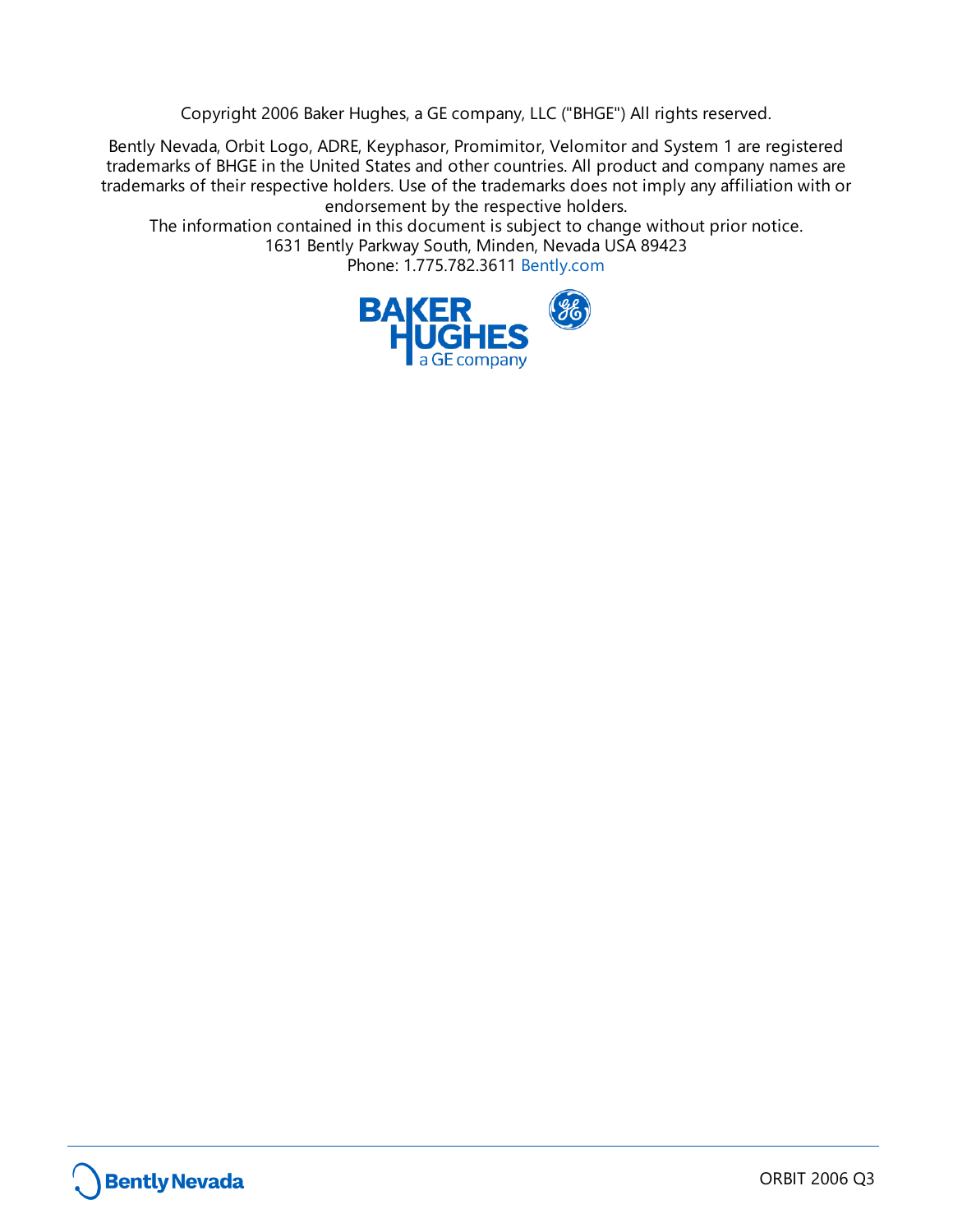Copyright 2006 Baker Hughes, a GE company, LLC ("BHGE") All rights reserved.

Bently Nevada, Orbit Logo, ADRE, Keyphasor, Promimitor, Velomitor and System 1 are registered trademarks of BHGE in the United States and other countries. All product and company names are trademarks of their respective holders. Use of the trademarks does not imply any affiliation with or endorsement by the respective holders.

The information contained in this document is subject to change without prior notice.

1631 Bently Parkway South, Minden, Nevada USA 89423

Phone: 1.775.782.3611 Bently.com